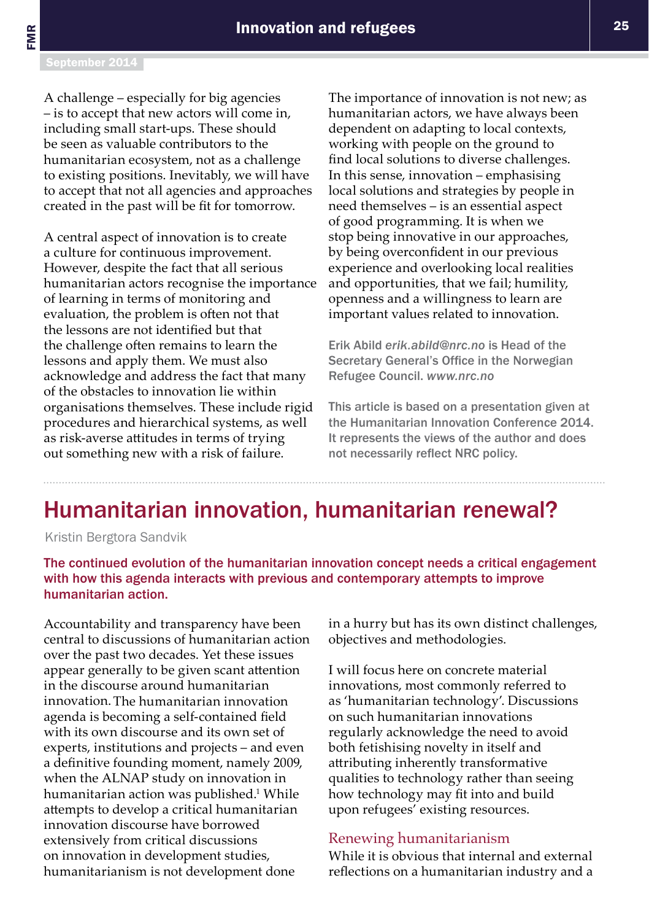A challenge – especially for big agencies – is to accept that new actors will come in, including small start-ups. These should be seen as valuable contributors to the humanitarian ecosystem, not as a challenge to existing positions. Inevitably, we will have to accept that not all agencies and approaches created in the past will be fit for tomorrow.

A central aspect of innovation is to create a culture for continuous improvement. However, despite the fact that all serious humanitarian actors recognise the importance of learning in terms of monitoring and evaluation, the problem is often not that the lessons are not identified but that the challenge often remains to learn the lessons and apply them. We must also acknowledge and address the fact that many of the obstacles to innovation lie within organisations themselves. These include rigid procedures and hierarchical systems, as well as risk-averse attitudes in terms of trying out something new with a risk of failure.

The importance of innovation is not new; as humanitarian actors, we have always been dependent on adapting to local contexts, working with people on the ground to find local solutions to diverse challenges. In this sense, innovation – emphasising local solutions and strategies by people in need themselves – is an essential aspect of good programming. It is when we stop being innovative in our approaches, by being overconfident in our previous experience and overlooking local realities and opportunities, that we fail; humility, openness and a willingness to learn are important values related to innovation.

Erik Abild *erik.abild@nrc.no* is Head of the Secretary General's Office in the Norwegian Refugee Council. *www.nrc.no*

This article is based on a presentation given at the Humanitarian Innovation Conference 2014. It represents the views of the author and does not necessarily reflect NRC policy.

# Humanitarian innovation, humanitarian renewal?

Kristin Bergtora Sandvik

**The continued evolution of the humanitarian innovation concept needs a critical engagement with how this agenda interacts with previous and contemporary attempts to improve humanitarian action.**

Accountability and transparency have been central to discussions of humanitarian action over the past two decades. Yet these issues appear generally to be given scant attention in the discourse around humanitarian innovation. The humanitarian innovation agenda is becoming a self-contained field with its own discourse and its own set of experts, institutions and projects – and even a definitive founding moment, namely 2009, when the ALNAP study on innovation in humanitarian action was published.[1] While attempts to develop a critical humanitarian innovation discourse have borrowed extensively from critical discussions on innovation in development studies, humanitarianism is not development done in a hurry but has its own distinct challenges, objectives and methodologies.

I will focus here on concrete material innovations, most commonly referred to as 'humanitarian technology'. Discussions on such humanitarian innovations regularly acknowledge the need to avoid both fetishising novelty in itself and attributing inherently transformative qualities to technology rather than seeing how technology may fit into and build upon refugees' existing resources.

## Renewing humanitarianism

While it is obvious that internal and external reflections on a humanitarian industry and a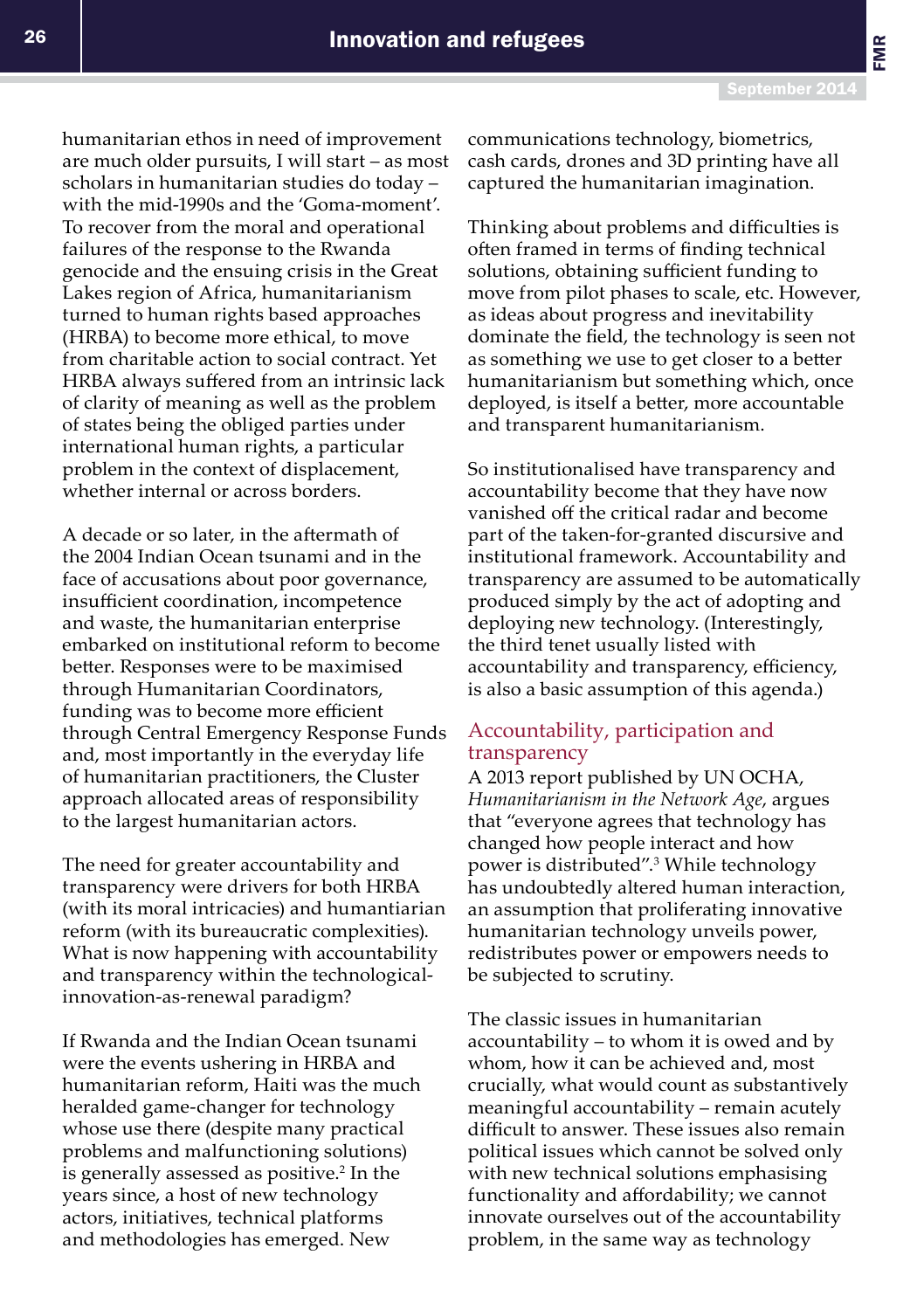humanitarian ethos in need of improvement are much older pursuits, I will start – as most scholars in humanitarian studies do today – with the mid-1990s and the 'Goma-moment'. To recover from the moral and operational failures of the response to the Rwanda genocide and the ensuing crisis in the Great Lakes region of Africa, humanitarianism turned to human rights based approaches (HRBA) to become more ethical, to move from charitable action to social contract. Yet HRBA always suffered from an intrinsic lack of clarity of meaning as well as the problem of states being the obliged parties under international human rights, a particular problem in the context of displacement, whether internal or across borders.

A decade or so later, in the aftermath of the 2004 Indian Ocean tsunami and in the face of accusations about poor governance, insufficient coordination, incompetence and waste, the humanitarian enterprise embarked on institutional reform to become better. Responses were to be maximised through Humanitarian Coordinators, funding was to become more efficient through Central Emergency Response Funds and, most importantly in the everyday life of humanitarian practitioners, the Cluster approach allocated areas of responsibility to the largest humanitarian actors.

The need for greater accountability and transparency were drivers for both HRBA (with its moral intricacies) and humantiarian reform (with its bureaucratic complexities). What is now happening with accountability and transparency within the technological-innovation-as-renewal paradigm?

If Rwanda and the Indian Ocean tsunami were the events ushering in HRBA and humanitarian reform, Haiti was the much heralded game-changer for technology whose use there (despite many practical problems and malfunctioning solutions) is generally assessed as positive.[2] In the years since, a host of new technology actors, initiatives, technical platforms and methodologies has emerged. New communications technology, biometrics, cash cards, drones and 3D printing have all captured the humanitarian imagination.

Thinking about problems and difficulties is often framed in terms of finding technical solutions, obtaining sufficient funding to move from pilot phases to scale, etc. However, as ideas about progress and inevitability dominate the field, the technology is seen not as something we use to get closer to a better humanitarianism but something which, once deployed, is itself a better, more accountable and transparent humanitarianism.

So institutionalised have transparency and accountability become that they have now vanished off the critical radar and become part of the taken-for-granted discursive and institutional framework. Accountability and transparency are assumed to be automatically produced simply by the act of adopting and deploying new technology. (Interestingly, the third tenet usually listed with accountability and transparency, efficiency, is also a basic assumption of this agenda.)

## Accountability, participation and transparency

A 2013 report published by UN OCHA, *Humanitarianism in the Network Age*, argues that "everyone agrees that technology has changed how people interact and how power is distributed".[3] While technology has undoubtedly altered human interaction, an assumption that proliferating innovative humanitarian technology unveils power, redistributes power or empowers needs to be subjected to scrutiny.

The classic issues in humanitarian accountability – to whom it is owed and by whom, how it can be achieved and, most crucially, what would count as substantively meaningful accountability – remain acutely difficult to answer. These issues also remain political issues which cannot be solved only with new technical solutions emphasising functionality and affordability; we cannot innovate ourselves out of the accountability problem, in the same way as technology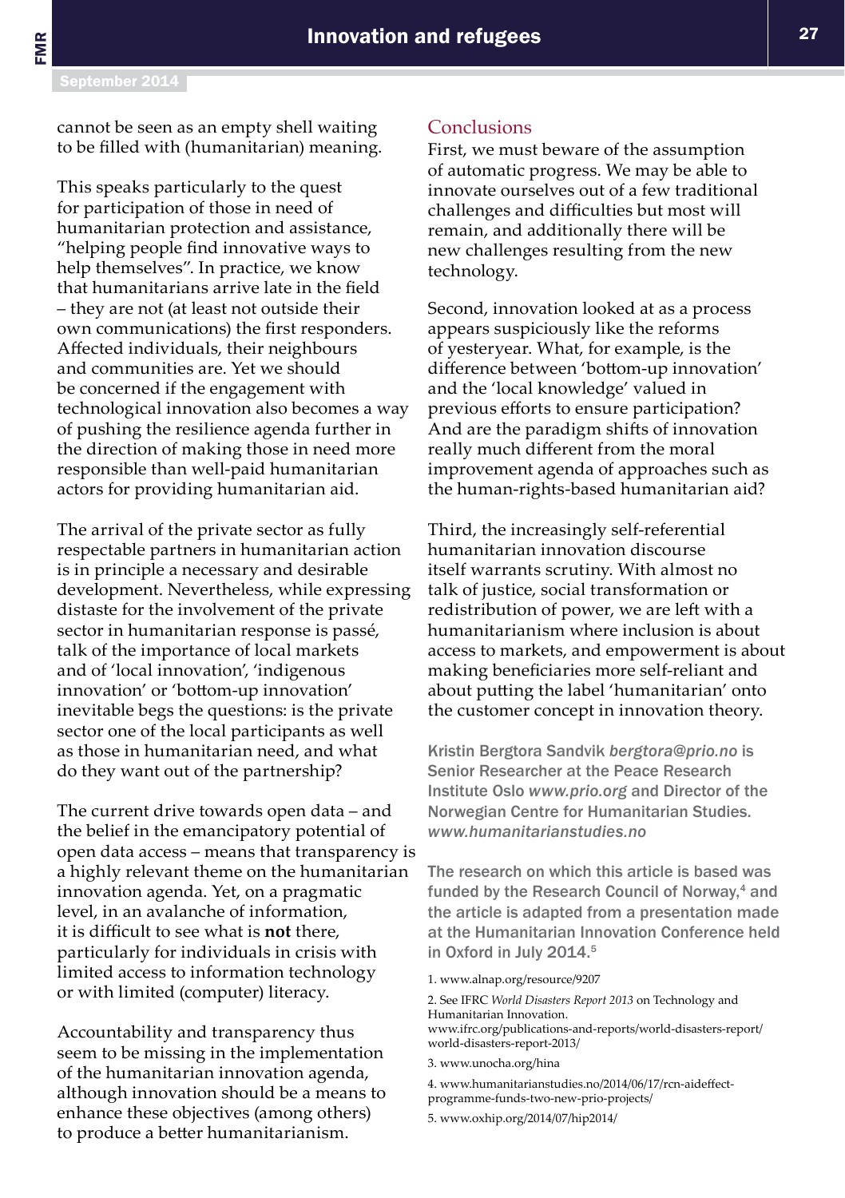cannot be seen as an empty shell waiting to be filled with (humanitarian) meaning.

This speaks particularly to the quest for participation of those in need of humanitarian protection and assistance, "helping people find innovative ways to help themselves". In practice, we know that humanitarians arrive late in the field – they are not (at least not outside their own communications) the first responders. Affected individuals, their neighbours and communities are. Yet we should be concerned if the engagement with technological innovation also becomes a way of pushing the resilience agenda further in the direction of making those in need more responsible than well-paid humanitarian actors for providing humanitarian aid.

The arrival of the private sector as fully respectable partners in humanitarian action is in principle a necessary and desirable development. Nevertheless, while expressing distaste for the involvement of the private sector in humanitarian response is passé, talk of the importance of local markets and of 'local innovation', 'indigenous innovation' or 'bottom-up innovation' inevitable begs the questions: is the private sector one of the local participants as well as those in humanitarian need, and what do they want out of the partnership?

The current drive towards open data – and the belief in the emancipatory potential of open data access – means that transparency is a highly relevant theme on the humanitarian innovation agenda. Yet, on a pragmatic level, in an avalanche of information, it is difficult to see what is **not** there, particularly for individuals in crisis with limited access to information technology or with limited (computer) literacy.

Accountability and transparency thus seem to be missing in the implementation of the humanitarian innovation agenda, although innovation should be a means to enhance these objectives (among others) to produce a better humanitarianism.

## Conclusions

First, we must beware of the assumption of automatic progress. We may be able to innovate ourselves out of a few traditional challenges and difficulties but most will remain, and additionally there will be new challenges resulting from the new technology.

Second, innovation looked at as a process appears suspiciously like the reforms of yesteryear. What, for example, is the difference between 'bottom-up innovation' and the 'local knowledge' valued in previous efforts to ensure participation? And are the paradigm shifts of innovation really much different from the moral improvement agenda of approaches such as the human-rights-based humanitarian aid?

Third, the increasingly self-referential humanitarian innovation discourse itself warrants scrutiny. With almost no talk of justice, social transformation or redistribution of power, we are left with a humanitarianism where inclusion is about access to markets, and empowerment is about making beneficiaries more self-reliant and about putting the label 'humanitarian' onto the customer concept in innovation theory.

Kristin Bergtora Sandvik *bergtora@prio.no* is Senior Researcher at the Peace Research Institute Oslo *www.prio.org* and Director of the Norwegian Centre for Humanitarian Studies. *www.humanitarianstudies.no*

The research on which this article is based was funded by the Research Council of Norway,[4] and the article is adapted from a presentation made at the Humanitarian Innovation Conference held in Oxford in July 2014.[5]

1. www.alnap.org/resource/9207

2. See IFRC *World Disasters Report 2013* on Technology and Humanitarian Innovation. www.ifrc.org/publications-and-reports/world-disasters-report/world-disasters-report-2013/

3. www.unocha.org/hina

4. www.humanitarianstudies.no/2014/06/17/rcn-aideffect-programme-funds-two-new-prio-projects/

5. www.oxhip.org/2014/07/hip2014/